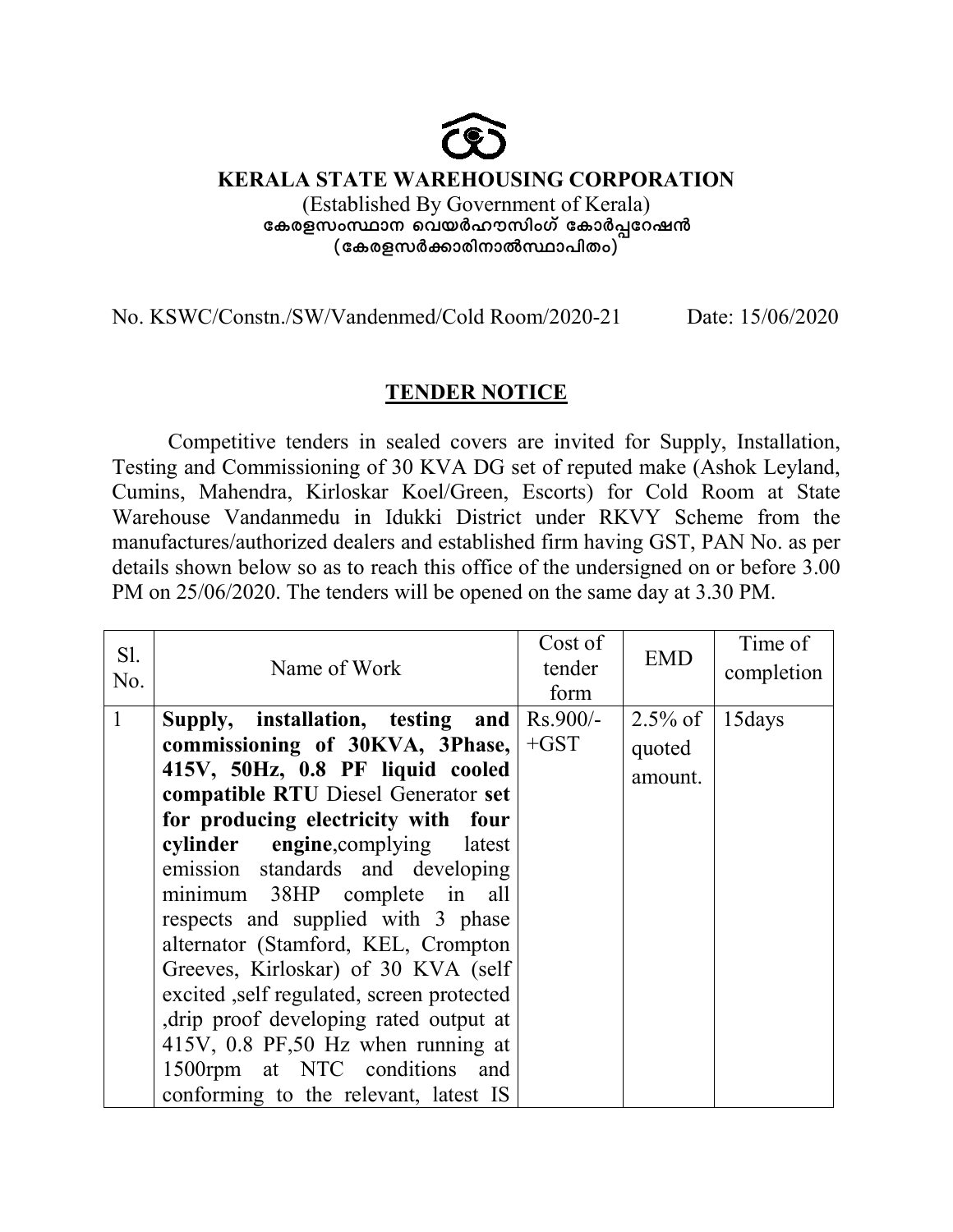# KERALA STATE WAREHOUSING CORPORATION

(Established By Government of Kerala)

കേരളസംസ്ഥാന വെയർഹൗസിംഗ് കോർപ്പറേഷൻ

(കേരളസർക്കാരിനാൽസ്ഥാപിതം)

No. KSWC/Constn./SW/Vandenmed/Cold Room/2020-21 Date: 15/06/2020

## TENDER NOTICE

Competitive tenders in sealed covers are invited for Supply, Installation, Testing and Commissioning of 30 KVA DG set of reputed make (Ashok Leyland, Cumins, Mahendra, Kirloskar Koel/Green, Escorts) for Cold Room at State Warehouse Vandanmedu in Idukki District under RKVY Scheme from the manufactures/authorized dealers and established firm having GST, PAN No. as per details shown below so as to reach this office of the undersigned on or before 3.00 PM on 25/06/2020. The tenders will be opened on the same day at 3.30 PM.

| Sl. No. | Name of Work | Cost of tender form | EMD | Time of completion |
|---|---|---|---|---|
| 1 | **Supply, installation, testing and commissioning of 30KVA, 3Phase, 415V, 50Hz, 0.8 PF liquid cooled compatible RTU** Diesel Generator **set for producing electricity with four cylinder engine**,complying latest emission standards and developing minimum 38HP complete in all respects and supplied with 3 phase alternator (Stamford, KEL, Crompton Greeves, Kirloskar) of 30 KVA (self excited ,self regulated, screen protected ,drip proof developing rated output at 415V, 0.8 PF,50 Hz when running at 1500rpm at NTC conditions and conforming to the relevant, latest IS | Rs.900/- +GST | 2.5% of quoted amount. | 15days |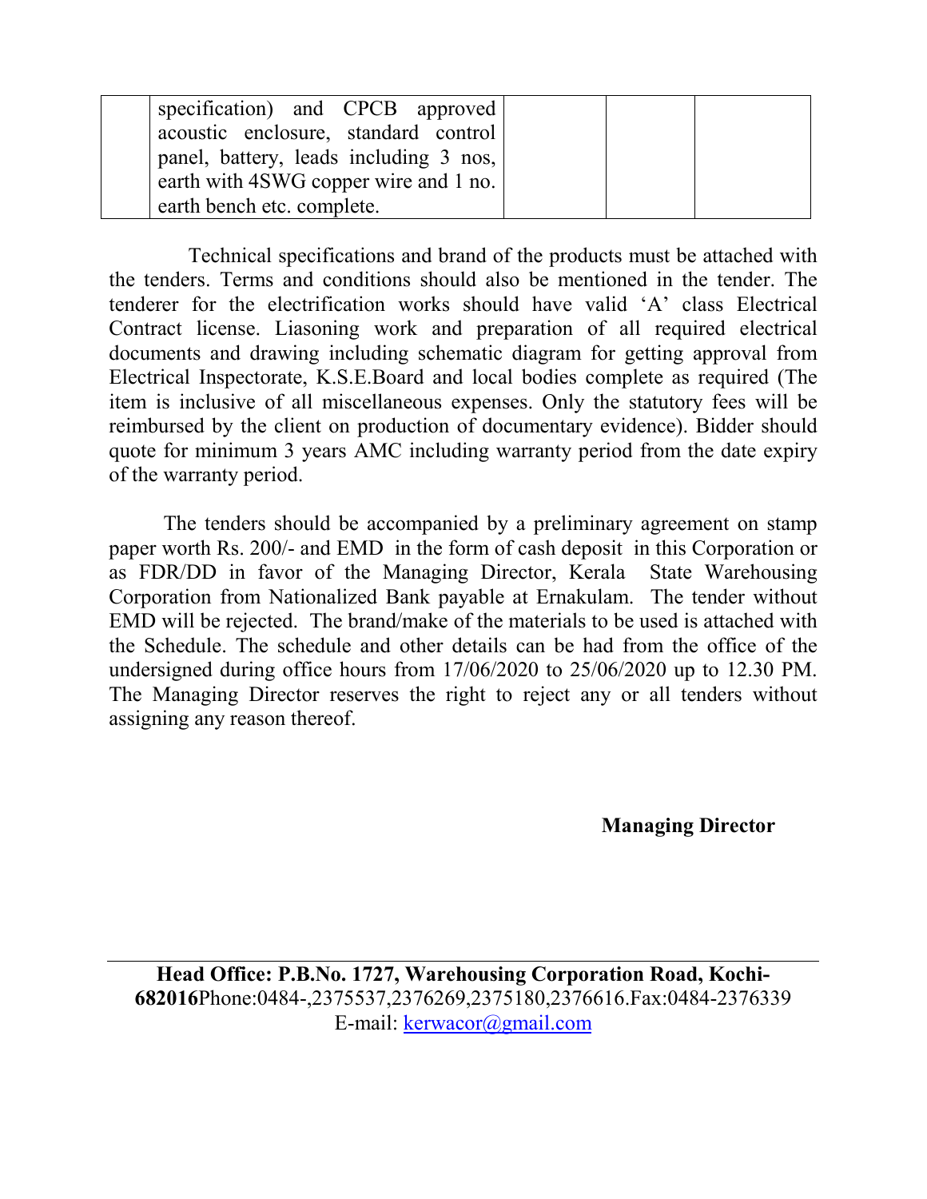| | | | | |
|---|---|---|---|---|
| | specification) and CPCB approved acoustic enclosure, standard control panel, battery, leads including 3 nos, earth with 4SWG copper wire and 1 no. earth bench etc. complete. | | | |

Technical specifications and brand of the products must be attached with the tenders. Terms and conditions should also be mentioned in the tender. The tenderer for the electrification works should have valid 'A' class Electrical Contract license. Liasoning work and preparation of all required electrical documents and drawing including schematic diagram for getting approval from Electrical Inspectorate, K.S.E.Board and local bodies complete as required (The item is inclusive of all miscellaneous expenses. Only the statutory fees will be reimbursed by the client on production of documentary evidence). Bidder should quote for minimum 3 years AMC including warranty period from the date expiry of the warranty period.

The tenders should be accompanied by a preliminary agreement on stamp paper worth Rs. 200/- and EMD in the form of cash deposit in this Corporation or as FDR/DD in favor of the Managing Director, Kerala State Warehousing Corporation from Nationalized Bank payable at Ernakulam. The tender without EMD will be rejected. The brand/make of the materials to be used is attached with the Schedule. The schedule and other details can be had from the office of the undersigned during office hours from 17/06/2020 to 25/06/2020 up to 12.30 PM. The Managing Director reserves the right to reject any or all tenders without assigning any reason thereof.

**Managing Director**

**Head Office: P.B.No. 1727, Warehousing Corporation Road, Kochi-682016**Phone:0484-,2375537,2376269,2375180,2376616.Fax:0484-2376339
E-mail: kerwacor@gmail.com